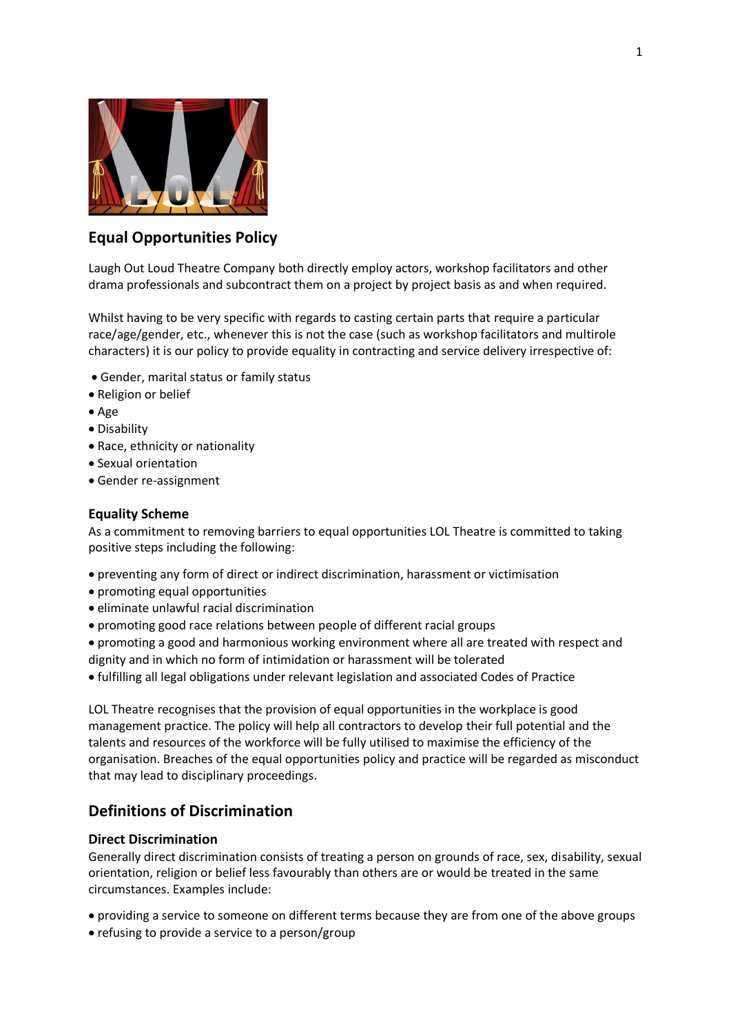## Equal Opportunities Policy

Laugh Out Loud Theatre Company both directly employ actors, workshop facilitators and other drama professionals and subcontract them on a project by project basis as and when required.

Whilst having to be very specific with regards to casting certain parts that require a particular race/age/gender, etc., whenever this is not the case (such as workshop facilitators and multirole characters) it is our policy to provide equality in contracting and service delivery irrespective of:

- Gender, marital status or family status
- Religion or belief
- Age
- Disability
- Race, ethnicity or nationality
- Sexual orientation
- Gender re-assignment

### Equality Scheme

As a commitment to removing barriers to equal opportunities LOL Theatre is committed to taking positive steps including the following:

- preventing any form of direct or indirect discrimination, harassment or victimisation
- promoting equal opportunities
- eliminate unlawful racial discrimination
- promoting good race relations between people of different racial groups
- promoting a good and harmonious working environment where all are treated with respect and dignity and in which no form of intimidation or harassment will be tolerated
- fulfilling all legal obligations under relevant legislation and associated Codes of Practice

LOL Theatre recognises that the provision of equal opportunities in the workplace is good management practice. The policy will help all contractors to develop their full potential and the talents and resources of the workforce will be fully utilised to maximise the efficiency of the organisation. Breaches of the equal opportunities policy and practice will be regarded as misconduct that may lead to disciplinary proceedings.

## Definitions of Discrimination

### Direct Discrimination

Generally direct discrimination consists of treating a person on grounds of race, sex, disability, sexual orientation, religion or belief less favourably than others are or would be treated in the same circumstances. Examples include:

- providing a service to someone on different terms because they are from one of the above groups
- refusing to provide a service to a person/group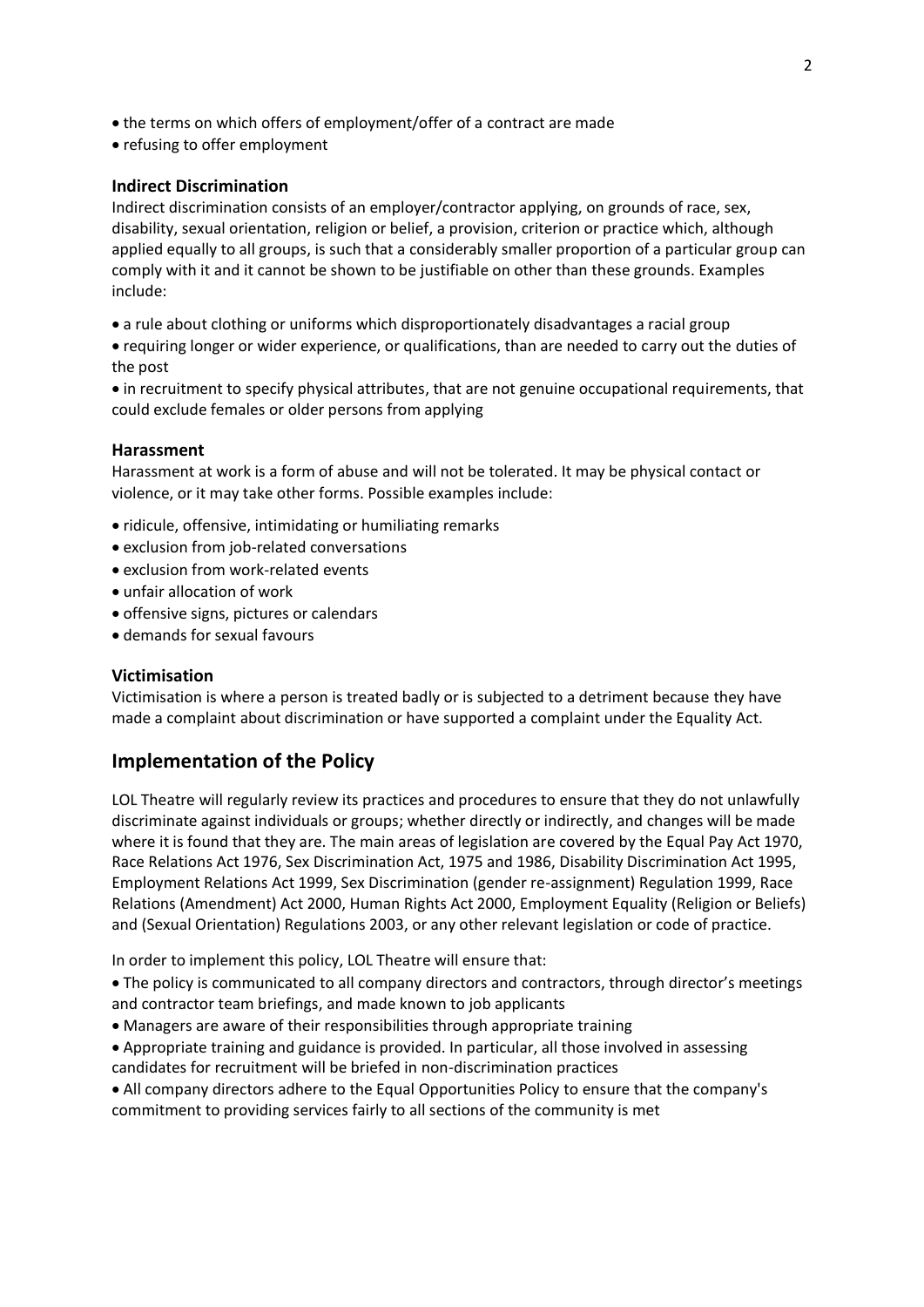- the terms on which offers of employment/offer of a contract are made
- refusing to offer employment

### Indirect Discrimination

Indirect discrimination consists of an employer/contractor applying, on grounds of race, sex, disability, sexual orientation, religion or belief, a provision, criterion or practice which, although applied equally to all groups, is such that a considerably smaller proportion of a particular group can comply with it and it cannot be shown to be justifiable on other than these grounds. Examples include:

- a rule about clothing or uniforms which disproportionately disadvantages a racial group
- requiring longer or wider experience, or qualifications, than are needed to carry out the duties of the post
- in recruitment to specify physical attributes, that are not genuine occupational requirements, that could exclude females or older persons from applying

### Harassment

Harassment at work is a form of abuse and will not be tolerated. It may be physical contact or violence, or it may take other forms. Possible examples include:

- ridicule, offensive, intimidating or humiliating remarks
- exclusion from job-related conversations
- exclusion from work-related events
- unfair allocation of work
- offensive signs, pictures or calendars
- demands for sexual favours

### Victimisation

Victimisation is where a person is treated badly or is subjected to a detriment because they have made a complaint about discrimination or have supported a complaint under the Equality Act.

## Implementation of the Policy

LOL Theatre will regularly review its practices and procedures to ensure that they do not unlawfully discriminate against individuals or groups; whether directly or indirectly, and changes will be made where it is found that they are. The main areas of legislation are covered by the Equal Pay Act 1970, Race Relations Act 1976, Sex Discrimination Act, 1975 and 1986, Disability Discrimination Act 1995, Employment Relations Act 1999, Sex Discrimination (gender re-assignment) Regulation 1999, Race Relations (Amendment) Act 2000, Human Rights Act 2000, Employment Equality (Religion or Beliefs) and (Sexual Orientation) Regulations 2003, or any other relevant legislation or code of practice.

In order to implement this policy, LOL Theatre will ensure that:

- The policy is communicated to all company directors and contractors, through director's meetings and contractor team briefings, and made known to job applicants
- Managers are aware of their responsibilities through appropriate training
- Appropriate training and guidance is provided. In particular, all those involved in assessing candidates for recruitment will be briefed in non-discrimination practices
- All company directors adhere to the Equal Opportunities Policy to ensure that the company's commitment to providing services fairly to all sections of the community is met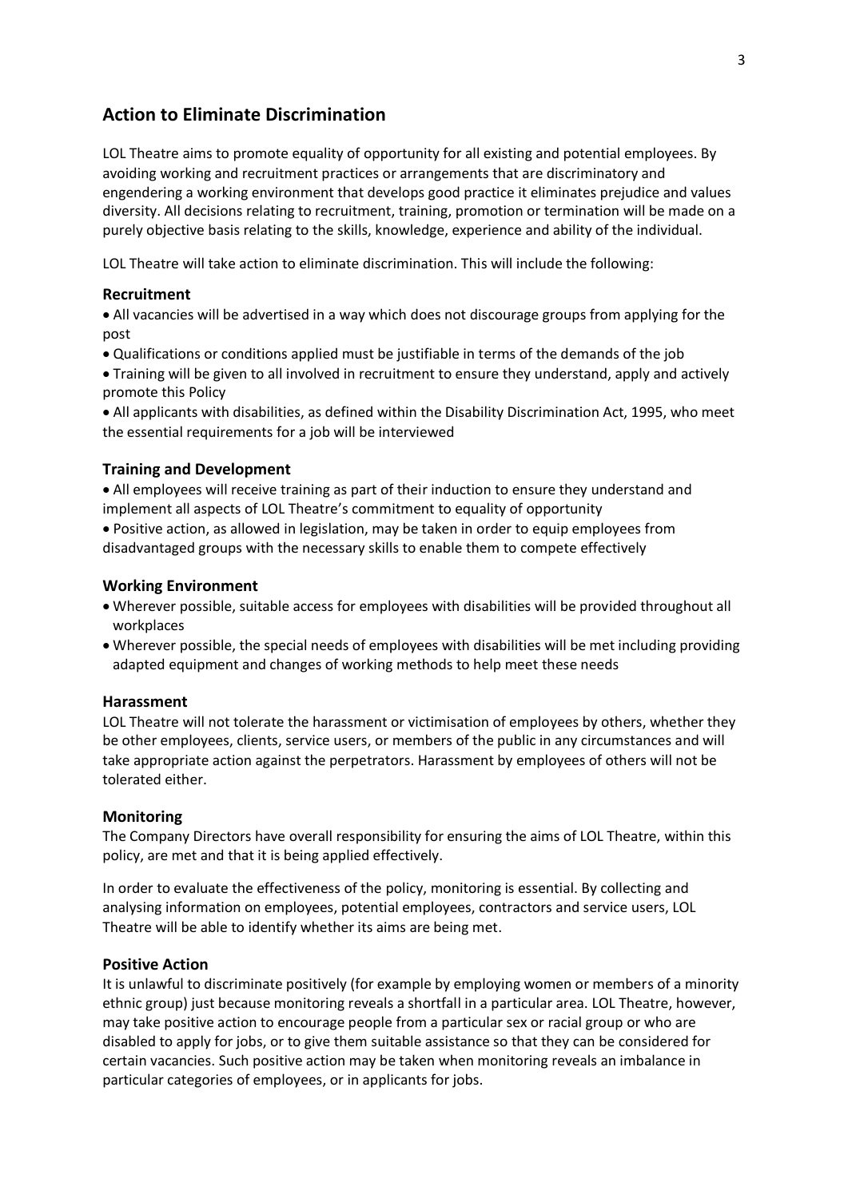## Action to Eliminate Discrimination

LOL Theatre aims to promote equality of opportunity for all existing and potential employees. By avoiding working and recruitment practices or arrangements that are discriminatory and engendering a working environment that develops good practice it eliminates prejudice and values diversity. All decisions relating to recruitment, training, promotion or termination will be made on a purely objective basis relating to the skills, knowledge, experience and ability of the individual.

LOL Theatre will take action to eliminate discrimination. This will include the following:

### Recruitment

- All vacancies will be advertised in a way which does not discourage groups from applying for the post
- Qualifications or conditions applied must be justifiable in terms of the demands of the job
- Training will be given to all involved in recruitment to ensure they understand, apply and actively promote this Policy
- All applicants with disabilities, as defined within the Disability Discrimination Act, 1995, who meet the essential requirements for a job will be interviewed

### Training and Development

- All employees will receive training as part of their induction to ensure they understand and implement all aspects of LOL Theatre's commitment to equality of opportunity
- Positive action, as allowed in legislation, may be taken in order to equip employees from disadvantaged groups with the necessary skills to enable them to compete effectively

### Working Environment

- Wherever possible, suitable access for employees with disabilities will be provided throughout all workplaces
- Wherever possible, the special needs of employees with disabilities will be met including providing adapted equipment and changes of working methods to help meet these needs

### Harassment

LOL Theatre will not tolerate the harassment or victimisation of employees by others, whether they be other employees, clients, service users, or members of the public in any circumstances and will take appropriate action against the perpetrators. Harassment by employees of others will not be tolerated either.

### Monitoring

The Company Directors have overall responsibility for ensuring the aims of LOL Theatre, within this policy, are met and that it is being applied effectively.

In order to evaluate the effectiveness of the policy, monitoring is essential. By collecting and analysing information on employees, potential employees, contractors and service users, LOL Theatre will be able to identify whether its aims are being met.

### Positive Action

It is unlawful to discriminate positively (for example by employing women or members of a minority ethnic group) just because monitoring reveals a shortfall in a particular area. LOL Theatre, however, may take positive action to encourage people from a particular sex or racial group or who are disabled to apply for jobs, or to give them suitable assistance so that they can be considered for certain vacancies. Such positive action may be taken when monitoring reveals an imbalance in particular categories of employees, or in applicants for jobs.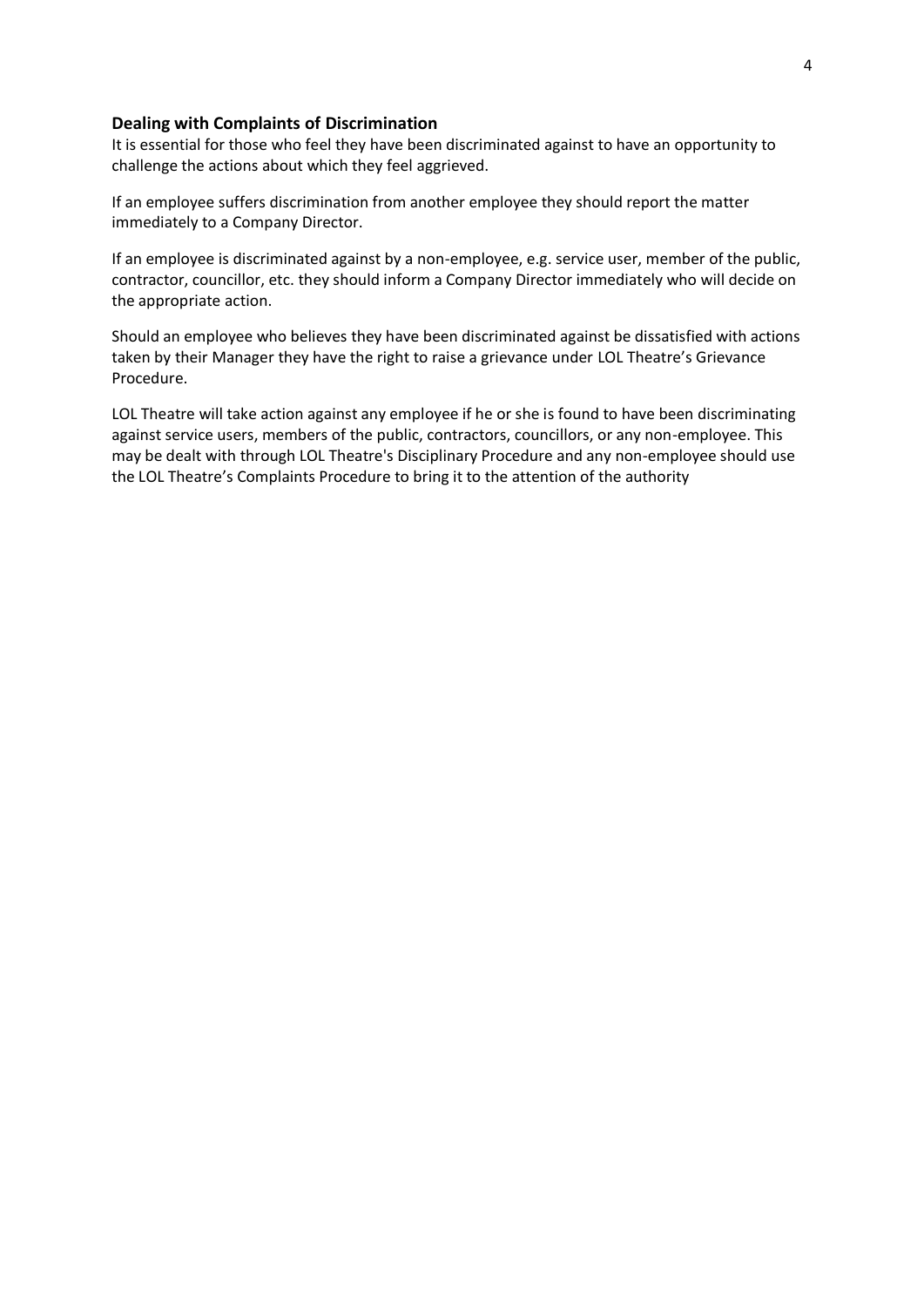### Dealing with Complaints of Discrimination

It is essential for those who feel they have been discriminated against to have an opportunity to challenge the actions about which they feel aggrieved.

If an employee suffers discrimination from another employee they should report the matter immediately to a Company Director.

If an employee is discriminated against by a non-employee, e.g. service user, member of the public, contractor, councillor, etc. they should inform a Company Director immediately who will decide on the appropriate action.

Should an employee who believes they have been discriminated against be dissatisfied with actions taken by their Manager they have the right to raise a grievance under LOL Theatre's Grievance Procedure.

LOL Theatre will take action against any employee if he or she is found to have been discriminating against service users, members of the public, contractors, councillors, or any non-employee. This may be dealt with through LOL Theatre's Disciplinary Procedure and any non-employee should use the LOL Theatre's Complaints Procedure to bring it to the attention of the authority